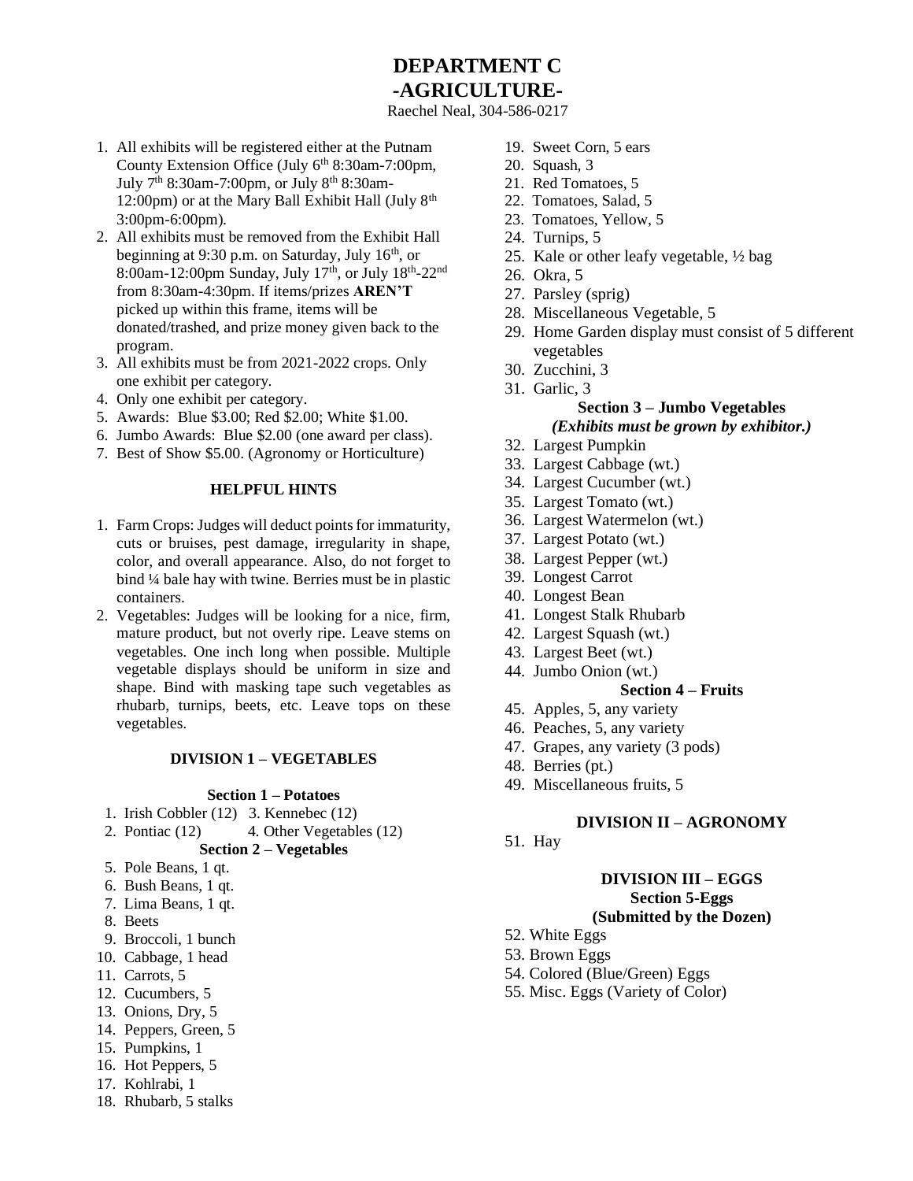# DEPARTMENT C
# -AGRICULTURE-

Raechel Neal, 304-586-0217

1. All exhibits will be registered either at the Putnam County Extension Office (July 6th 8:30am-7:00pm, July 7th 8:30am-7:00pm, or July 8th 8:30am-12:00pm) or at the Mary Ball Exhibit Hall (July 8th 3:00pm-6:00pm).
2. All exhibits must be removed from the Exhibit Hall beginning at 9:30 p.m. on Saturday, July 16th, or 8:00am-12:00pm Sunday, July 17th, or July 18th-22nd from 8:30am-4:30pm. If items/prizes **AREN'T** picked up within this frame, items will be donated/trashed, and prize money given back to the program.
3. All exhibits must be from 2021-2022 crops. Only one exhibit per category.
4. Only one exhibit per category.
5. Awards: Blue $3.00; Red $2.00; White $1.00.
6. Jumbo Awards: Blue $2.00 (one award per class).
7. Best of Show $5.00. (Agronomy or Horticulture)

### HELPFUL HINTS

1. Farm Crops: Judges will deduct points for immaturity, cuts or bruises, pest damage, irregularity in shape, color, and overall appearance. Also, do not forget to bind ¼ bale hay with twine. Berries must be in plastic containers.
2. Vegetables: Judges will be looking for a nice, firm, mature product, but not overly ripe. Leave stems on vegetables. One inch long when possible. Multiple vegetable displays should be uniform in size and shape. Bind with masking tape such vegetables as rhubarb, turnips, beets, etc. Leave tops on these vegetables.

## DIVISION 1 – VEGETABLES

### Section 1 – Potatoes

1. Irish Cobbler (12)
2. Pontiac (12)
3. Kennebec (12)
4. Other Vegetables (12)

### Section 2 – Vegetables

5. Pole Beans, 1 qt.
6. Bush Beans, 1 qt.
7. Lima Beans, 1 qt.
8. Beets
9. Broccoli, 1 bunch
10. Cabbage, 1 head
11. Carrots, 5
12. Cucumbers, 5
13. Onions, Dry, 5
14. Peppers, Green, 5
15. Pumpkins, 1
16. Hot Peppers, 5
17. Kohlrabi, 1
18. Rhubarb, 5 stalks
19. Sweet Corn, 5 ears
20. Squash, 3
21. Red Tomatoes, 5
22. Tomatoes, Salad, 5
23. Tomatoes, Yellow, 5
24. Turnips, 5
25. Kale or other leafy vegetable, ½ bag
26. Okra, 5
27. Parsley (sprig)
28. Miscellaneous Vegetable, 5
29. Home Garden display must consist of 5 different vegetables
30. Zucchini, 3
31. Garlic, 3

### Section 3 – Jumbo Vegetables

***(Exhibits must be grown by exhibitor.)***

32. Largest Pumpkin
33. Largest Cabbage (wt.)
34. Largest Cucumber (wt.)
35. Largest Tomato (wt.)
36. Largest Watermelon (wt.)
37. Largest Potato (wt.)
38. Largest Pepper (wt.)
39. Longest Carrot
40. Longest Bean
41. Longest Stalk Rhubarb
42. Largest Squash (wt.)
43. Largest Beet (wt.)
44. Jumbo Onion (wt.)

### Section 4 – Fruits

45. Apples, 5, any variety
46. Peaches, 5, any variety
47. Grapes, any variety (3 pods)
48. Berries (pt.)
49. Miscellaneous fruits, 5

## DIVISION II – AGRONOMY

51. Hay

## DIVISION III – EGGS

### Section 5-Eggs

### (Submitted by the Dozen)

52. White Eggs
53. Brown Eggs
54. Colored (Blue/Green) Eggs
55. Misc. Eggs (Variety of Color)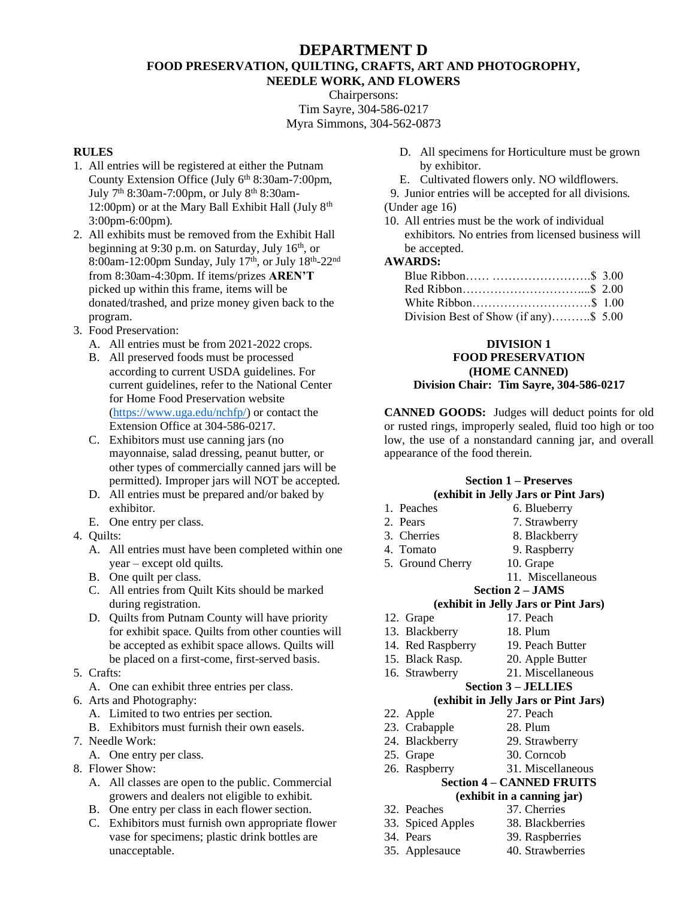# DEPARTMENT D

## FOOD PRESERVATION, QUILTING, CRAFTS, ART AND PHOTOGROPHY, NEEDLE WORK, AND FLOWERS

Chairpersons:
Tim Sayre, 304-586-0217
Myra Simmons, 304-562-0873

### RULES

1. All entries will be registered at either the Putnam County Extension Office (July 6th 8:30am-7:00pm, July 7th 8:30am-7:00pm, or July 8th 8:30am-12:00pm) or at the Mary Ball Exhibit Hall (July 8th 3:00pm-6:00pm).
2. All exhibits must be removed from the Exhibit Hall beginning at 9:30 p.m. on Saturday, July 16th, or 8:00am-12:00pm Sunday, July 17th, or July 18th-22nd from 8:30am-4:30pm. If items/prizes **AREN'T** picked up within this frame, items will be donated/trashed, and prize money given back to the program.
3. Food Preservation:
   - A. All entries must be from 2021-2022 crops.
   - B. All preserved foods must be processed according to current USDA guidelines. For current guidelines, refer to the National Center for Home Food Preservation website (https://www.uga.edu/nchfp/) or contact the Extension Office at 304-586-0217.
   - C. Exhibitors must use canning jars (no mayonnaise, salad dressing, peanut butter, or other types of commercially canned jars will be permitted). Improper jars will NOT be accepted.
   - D. All entries must be prepared and/or baked by exhibitor.
   - E. One entry per class.
4. Quilts:
   - A. All entries must have been completed within one year – except old quilts.
   - B. One quilt per class.
   - C. All entries from Quilt Kits should be marked during registration.
   - D. Quilts from Putnam County will have priority for exhibit space. Quilts from other counties will be accepted as exhibit space allows. Quilts will be placed on a first-come, first-served basis.
5. Crafts:
   - A. One can exhibit three entries per class.
6. Arts and Photography:
   - A. Limited to two entries per section.
   - B. Exhibitors must furnish their own easels.
7. Needle Work:
   - A. One entry per class.
8. Flower Show:
   - A. All classes are open to the public. Commercial growers and dealers not eligible to exhibit.
   - B. One entry per class in each flower section.
   - C. Exhibitors must furnish own appropriate flower vase for specimens; plastic drink bottles are unacceptable.
   - D. All specimens for Horticulture must be grown by exhibitor.
   - E. Cultivated flowers only. NO wildflowers.
9. Junior entries will be accepted for all divisions. (Under age 16)
10. All entries must be the work of individual exhibitors. No entries from licensed business will be accepted.

### AWARDS:

| | |
|---|---|
| Blue Ribbon | $ 3.00 |
| Red Ribbon | $ 2.00 |
| White Ribbon | $ 1.00 |
| Division Best of Show (if any) | $ 5.00 |

## DIVISION 1
## FOOD PRESERVATION (HOME CANNED)
### Division Chair: Tim Sayre, 304-586-0217

**CANNED GOODS:** Judges will deduct points for old or rusted rings, improperly sealed, fluid too high or too low, the use of a nonstandard canning jar, and overall appearance of the food therein.

**Section 1 – Preserves**
**(exhibit in Jelly Jars or Pint Jars)**

1. Peaches
2. Pears
3. Cherries
4. Tomato
5. Ground Cherry
6. Blueberry
7. Strawberry
8. Blackberry
9. Raspberry
10. Grape
11. Miscellaneous

**Section 2 – JAMS**
**(exhibit in Jelly Jars or Pint Jars)**

12. Grape
13. Blackberry
14. Red Raspberry
15. Black Rasp.
16. Strawberry
17. Peach
18. Plum
19. Peach Butter
20. Apple Butter
21. Miscellaneous

**Section 3 – JELLIES**
**(exhibit in Jelly Jars or Pint Jars)**

22. Apple
23. Crabapple
24. Blackberry
25. Grape
26. Raspberry
27. Peach
28. Plum
29. Strawberry
30. Corncob
31. Miscellaneous

**Section 4 – CANNED FRUITS**
**(exhibit in a canning jar)**

32. Peaches
33. Spiced Apples
34. Pears
35. Applesauce
37. Cherries
38. Blackberries
39. Raspberries
40. Strawberries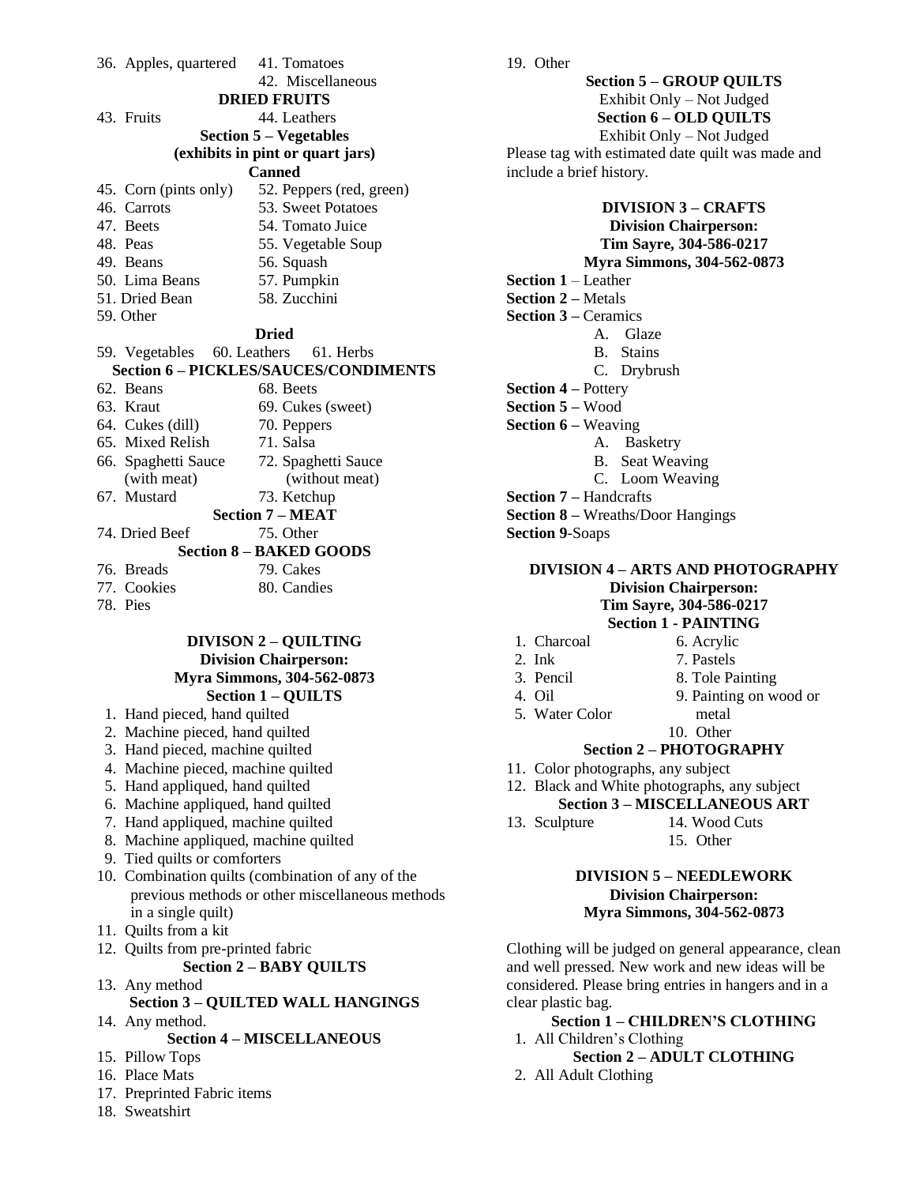36. Apples, quartered
41. Tomatoes
42. Miscellaneous

**DRIED FRUITS**

43. Fruits
44. Leathers

**Section 5 – Vegetables**
**(exhibits in pint or quart jars)**

**Canned**

45. Corn (pints only)
46. Carrots
47. Beets
48. Peas
49. Beans
50. Lima Beans
51. Dried Bean
52. Peppers (red, green)
53. Sweet Potatoes
54. Tomato Juice
55. Vegetable Soup
56. Squash
57. Pumpkin
58. Zucchini
59. Other

**Dried**

59. Vegetables
60. Leathers
61. Herbs

**Section 6 – PICKLES/SAUCES/CONDIMENTS**

62. Beans
63. Kraut
64. Cukes (dill)
65. Mixed Relish
66. Spaghetti Sauce (with meat)
67. Mustard
68. Beets
69. Cukes (sweet)
70. Peppers
71. Salsa
72. Spaghetti Sauce (without meat)
73. Ketchup

**Section 7 – MEAT**

74. Dried Beef
75. Other

**Section 8 – BAKED GOODS**

76. Breads
77. Cookies
78. Pies
79. Cakes
80. Candies

## DIVISON 2 – QUILTING

**Division Chairperson:**
**Myra Simmons, 304-562-0873**

**Section 1 – QUILTS**

1. Hand pieced, hand quilted
2. Machine pieced, hand quilted
3. Hand pieced, machine quilted
4. Machine pieced, machine quilted
5. Hand appliqued, hand quilted
6. Machine appliqued, hand quilted
7. Hand appliqued, machine quilted
8. Machine appliqued, machine quilted
9. Tied quilts or comforters
10. Combination quilts (combination of any of the previous methods or other miscellaneous methods in a single quilt)
11. Quilts from a kit
12. Quilts from pre-printed fabric

**Section 2 – BABY QUILTS**

13. Any method

**Section 3 – QUILTED WALL HANGINGS**

14. Any method.

**Section 4 – MISCELLANEOUS**

15. Pillow Tops
16. Place Mats
17. Preprinted Fabric items
18. Sweatshirt
19. Other

**Section 5 – GROUP QUILTS**

Exhibit Only – Not Judged

**Section 6 – OLD QUILTS**

Exhibit Only – Not Judged

Please tag with estimated date quilt was made and include a brief history.

## DIVISION 3 – CRAFTS

**Division Chairperson:**
**Tim Sayre, 304-586-0217**
**Myra Simmons, 304-562-0873**

**Section 1** – Leather
**Section 2 –** Metals
**Section 3 –** Ceramics
- A. Glaze
- B. Stains
- C. Drybrush

**Section 4 –** Pottery
**Section 5 –** Wood
**Section 6 –** Weaving
- A. Basketry
- B. Seat Weaving
- C. Loom Weaving

**Section 7 –** Handcrafts
**Section 8 –** Wreaths/Door Hangings
**Section 9**-Soaps

## DIVISION 4 – ARTS AND PHOTOGRAPHY

**Division Chairperson:**
**Tim Sayre, 304-586-0217**

**Section 1 - PAINTING**

1. Charcoal
2. Ink
3. Pencil
4. Oil
5. Water Color
6. Acrylic
7. Pastels
8. Tole Painting
9. Painting on wood or metal
10. Other

**Section 2 – PHOTOGRAPHY**

11. Color photographs, any subject
12. Black and White photographs, any subject

**Section 3 – MISCELLANEOUS ART**

13. Sculpture
14. Wood Cuts
15. Other

## DIVISION 5 – NEEDLEWORK

**Division Chairperson:**
**Myra Simmons, 304-562-0873**

Clothing will be judged on general appearance, clean and well pressed. New work and new ideas will be considered. Please bring entries in hangers and in a clear plastic bag.

**Section 1 – CHILDREN'S CLOTHING**

1. All Children's Clothing

**Section 2 – ADULT CLOTHING**

2. All Adult Clothing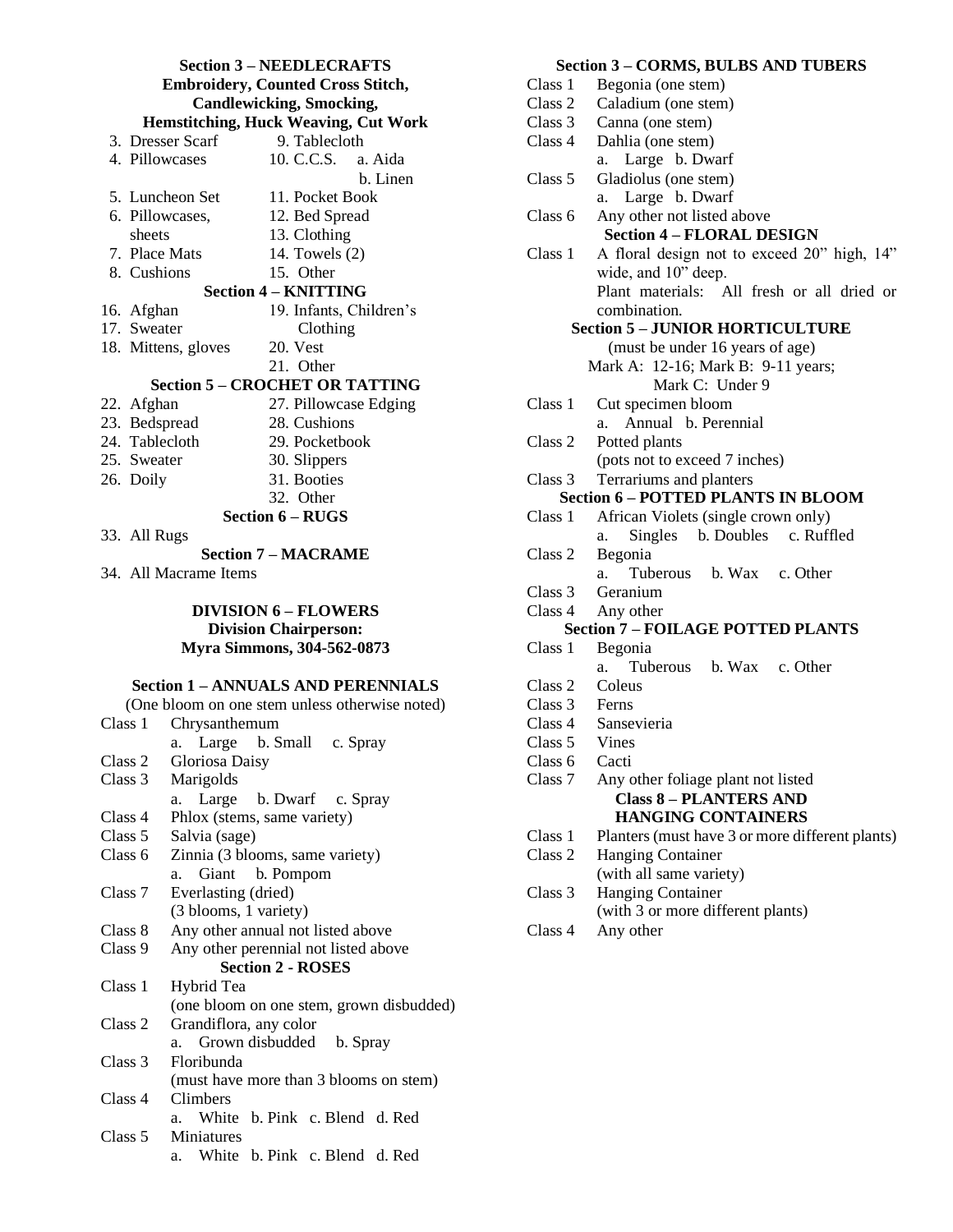### Section 3 – NEEDLECRAFTS
### Embroidery, Counted Cross Stitch, Candlewicking, Smocking, Hemstitching, Huck Weaving, Cut Work

3. Dresser Scarf
4. Pillowcases
5. Luncheon Set
6. Pillowcases, sheets
7. Place Mats
8. Cushions
9. Tablecloth
10. C.C.S. a. Aida b. Linen
11. Pocket Book
12. Bed Spread
13. Clothing
14. Towels (2)
15. Other

### Section 4 – KNITTING

16. Afghan
17. Sweater
18. Mittens, gloves
19. Infants, Children's Clothing
20. Vest
21. Other

### Section 5 – CROCHET OR TATTING

22. Afghan
23. Bedspread
24. Tablecloth
25. Sweater
26. Doily
27. Pillowcase Edging
28. Cushions
29. Pocketbook
30. Slippers
31. Booties
32. Other

### Section 6 – RUGS

33. All Rugs

### Section 7 – MACRAME

34. All Macrame Items

## DIVISION 6 – FLOWERS
**Division Chairperson:**
**Myra Simmons, 304-562-0873**

### Section 1 – ANNUALS AND PERENNIALS
(One bloom on one stem unless otherwise noted)

Class 1 Chrysanthemum
  a. Large b. Small c. Spray
Class 2 Gloriosa Daisy
Class 3 Marigolds
  a. Large b. Dwarf c. Spray
Class 4 Phlox (stems, same variety)
Class 5 Salvia (sage)
Class 6 Zinnia (3 blooms, same variety)
  a. Giant b. Pompom
Class 7 Everlasting (dried)
  (3 blooms, 1 variety)
Class 8 Any other annual not listed above
Class 9 Any other perennial not listed above

### Section 2 - ROSES

Class 1 Hybrid Tea
  (one bloom on one stem, grown disbudded)
Class 2 Grandiflora, any color
  a. Grown disbudded b. Spray
Class 3 Floribunda
  (must have more than 3 blooms on stem)
Class 4 Climbers
  a. White b. Pink c. Blend d. Red
Class 5 Miniatures
  a. White b. Pink c. Blend d. Red

### Section 3 – CORMS, BULBS AND TUBERS

Class 1 Begonia (one stem)
Class 2 Caladium (one stem)
Class 3 Canna (one stem)
Class 4 Dahlia (one stem)
  a. Large b. Dwarf
Class 5 Gladiolus (one stem)
  a. Large b. Dwarf
Class 6 Any other not listed above

### Section 4 – FLORAL DESIGN

Class 1 A floral design not to exceed 20" high, 14" wide, and 10" deep.
  Plant materials: All fresh or all dried or combination.

### Section 5 – JUNIOR HORTICULTURE
(must be under 16 years of age)
Mark A: 12-16; Mark B: 9-11 years;
Mark C: Under 9

Class 1 Cut specimen bloom
  a. Annual b. Perennial
Class 2 Potted plants
  (pots not to exceed 7 inches)
Class 3 Terrariums and planters

### Section 6 – POTTED PLANTS IN BLOOM

Class 1 African Violets (single crown only)
  a. Singles b. Doubles c. Ruffled
Class 2 Begonia
  a. Tuberous b. Wax c. Other
Class 3 Geranium
Class 4 Any other

### Section 7 – FOILAGE POTTED PLANTS

Class 1 Begonia
  a. Tuberous b. Wax c. Other
Class 2 Coleus
Class 3 Ferns
Class 4 Sansevieria
Class 5 Vines
Class 6 Cacti
Class 7 Any other foliage plant not listed

### Class 8 – PLANTERS AND HANGING CONTAINERS

Class 1 Planters (must have 3 or more different plants)
Class 2 Hanging Container
  (with all same variety)
Class 3 Hanging Container
  (with 3 or more different plants)
Class 4 Any other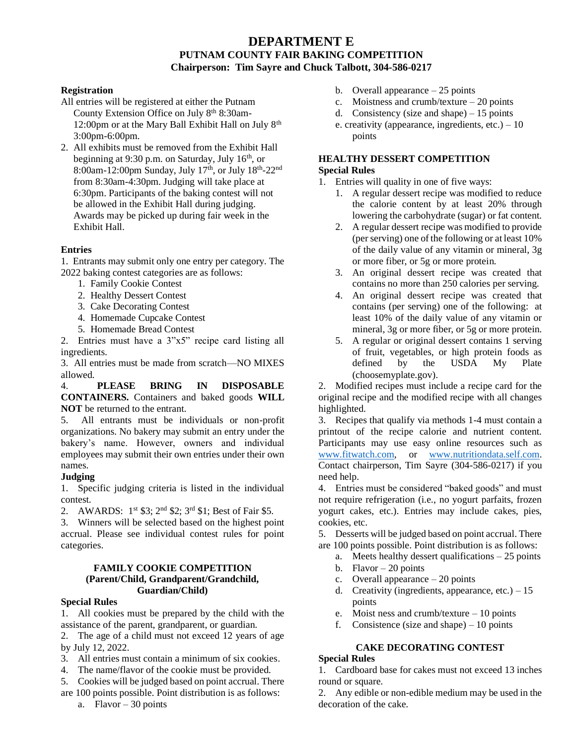# DEPARTMENT E

## PUTNAM COUNTY FAIR BAKING COMPETITION

**Chairperson: Tim Sayre and Chuck Talbott, 304-586-0217**

**Registration**

All entries will be registered at either the Putnam County Extension Office on July 8th 8:30am-12:00pm or at the Mary Ball Exhibit Hall on July 8th 3:00pm-6:00pm.

2. All exhibits must be removed from the Exhibit Hall beginning at 9:30 p.m. on Saturday, July 16th, or 8:00am-12:00pm Sunday, July 17th, or July 18th-22nd from 8:30am-4:30pm. Judging will take place at 6:30pm. Participants of the baking contest will not be allowed in the Exhibit Hall during judging. Awards may be picked up during fair week in the Exhibit Hall.

**Entries**

1. Entrants may submit only one entry per category. The 2022 baking contest categories are as follows:
   1. Family Cookie Contest
   2. Healthy Dessert Contest
   3. Cake Decorating Contest
   4. Homemade Cupcake Contest
   5. Homemade Bread Contest
2. Entries must have a 3"x5" recipe card listing all ingredients.
3. All entries must be made from scratch—NO MIXES allowed.
4. **PLEASE BRING IN DISPOSABLE CONTAINERS.** Containers and baked goods **WILL NOT** be returned to the entrant.
5. All entrants must be individuals or non-profit organizations. No bakery may submit an entry under the bakery's name. However, owners and individual employees may submit their own entries under their own names.

**Judging**

1. Specific judging criteria is listed in the individual contest.
2. AWARDS: 1st $3; 2nd $2; 3rd $1; Best of Fair $5.
3. Winners will be selected based on the highest point accrual. Please see individual contest rules for point categories.

### FAMILY COOKIE COMPETITION (Parent/Child, Grandparent/Grandchild, Guardian/Child)

**Special Rules**

1. All cookies must be prepared by the child with the assistance of the parent, grandparent, or guardian.
2. The age of a child must not exceed 12 years of age by July 12, 2022.
3. All entries must contain a minimum of six cookies.
4. The name/flavor of the cookie must be provided.
5. Cookies will be judged based on point accrual. There are 100 points possible. Point distribution is as follows:
   a. Flavor – 30 points
   b. Overall appearance – 25 points
   c. Moistness and crumb/texture – 20 points
   d. Consistency (size and shape) – 15 points
   e. creativity (appearance, ingredients, etc.) – 10 points

### HEALTHY DESSERT COMPETITION

**Special Rules**

1. Entries will quality in one of five ways:
   1. A regular dessert recipe was modified to reduce the calorie content by at least 20% through lowering the carbohydrate (sugar) or fat content.
   2. A regular dessert recipe was modified to provide (per serving) one of the following or at least 10% of the daily value of any vitamin or mineral, 3g or more fiber, or 5g or more protein.
   3. An original dessert recipe was created that contains no more than 250 calories per serving.
   4. An original dessert recipe was created that contains (per serving) one of the following: at least 10% of the daily value of any vitamin or mineral, 3g or more fiber, or 5g or more protein.
   5. A regular or original dessert contains 1 serving of fruit, vegetables, or high protein foods as defined by the USDA My Plate (choosemyplate.gov).
2. Modified recipes must include a recipe card for the original recipe and the modified recipe with all changes highlighted.
3. Recipes that qualify via methods 1-4 must contain a printout of the recipe calorie and nutrient content. Participants may use easy online resources such as www.fitwatch.com, or www.nutritiondata.self.com. Contact chairperson, Tim Sayre (304-586-0217) if you need help.
4. Entries must be considered "baked goods" and must not require refrigeration (i.e., no yogurt parfaits, frozen yogurt cakes, etc.). Entries may include cakes, pies, cookies, etc.
5. Desserts will be judged based on point accrual. There are 100 points possible. Point distribution is as follows:
   a. Meets healthy dessert qualifications – 25 points
   b. Flavor – 20 points
   c. Overall appearance – 20 points
   d. Creativity (ingredients, appearance, etc.) – 15 points
   e. Moist ness and crumb/texture – 10 points
   f. Consistence (size and shape) – 10 points

### CAKE DECORATING CONTEST

**Special Rules**

1. Cardboard base for cakes must not exceed 13 inches round or square.
2. Any edible or non-edible medium may be used in the decoration of the cake.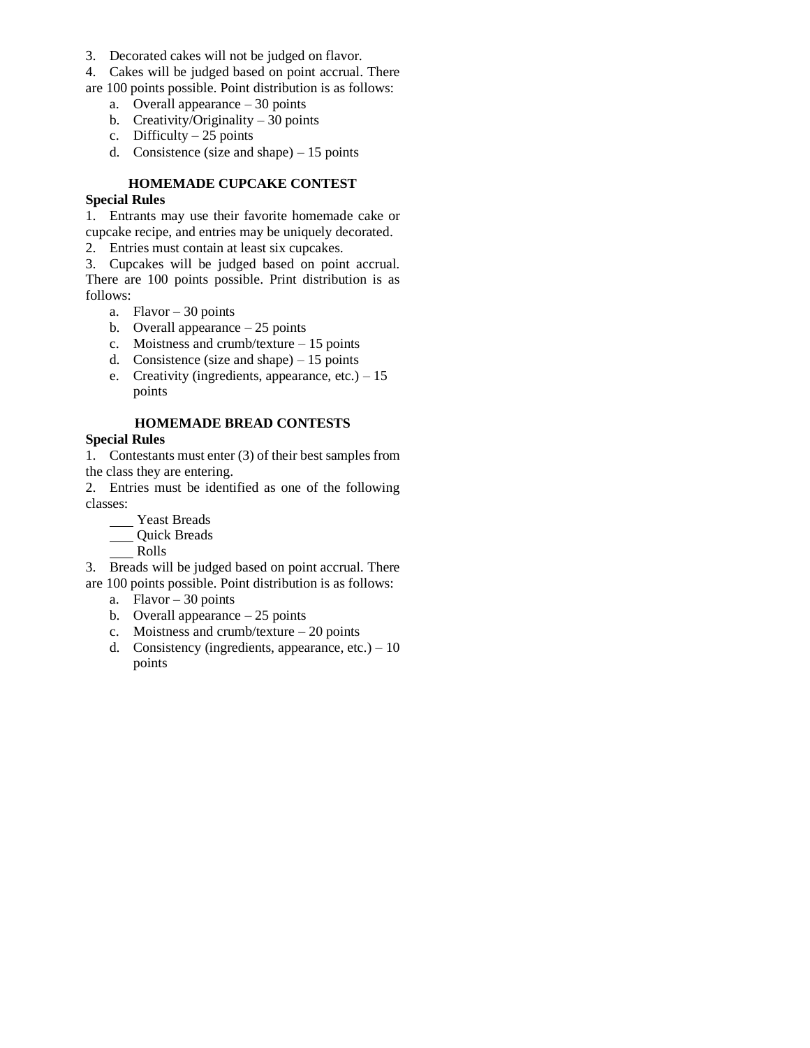3. Decorated cakes will not be judged on flavor.
4. Cakes will be judged based on point accrual. There are 100 points possible. Point distribution is as follows:
   a. Overall appearance – 30 points
   b. Creativity/Originality – 30 points
   c. Difficulty – 25 points
   d. Consistence (size and shape) – 15 points

### HOMEMADE CUPCAKE CONTEST

**Special Rules**

1. Entrants may use their favorite homemade cake or cupcake recipe, and entries may be uniquely decorated.
2. Entries must contain at least six cupcakes.
3. Cupcakes will be judged based on point accrual. There are 100 points possible. Print distribution is as follows:
   a. Flavor – 30 points
   b. Overall appearance – 25 points
   c. Moistness and crumb/texture – 15 points
   d. Consistence (size and shape) – 15 points
   e. Creativity (ingredients, appearance, etc.) – 15 points

### HOMEMADE BREAD CONTESTS

**Special Rules**

1. Contestants must enter (3) of their best samples from the class they are entering.
2. Entries must be identified as one of the following classes:

   ___ Yeast Breads
   ___ Quick Breads
   ___ Rolls

3. Breads will be judged based on point accrual. There are 100 points possible. Point distribution is as follows:
   a. Flavor – 30 points
   b. Overall appearance – 25 points
   c. Moistness and crumb/texture – 20 points
   d. Consistency (ingredients, appearance, etc.) – 10 points